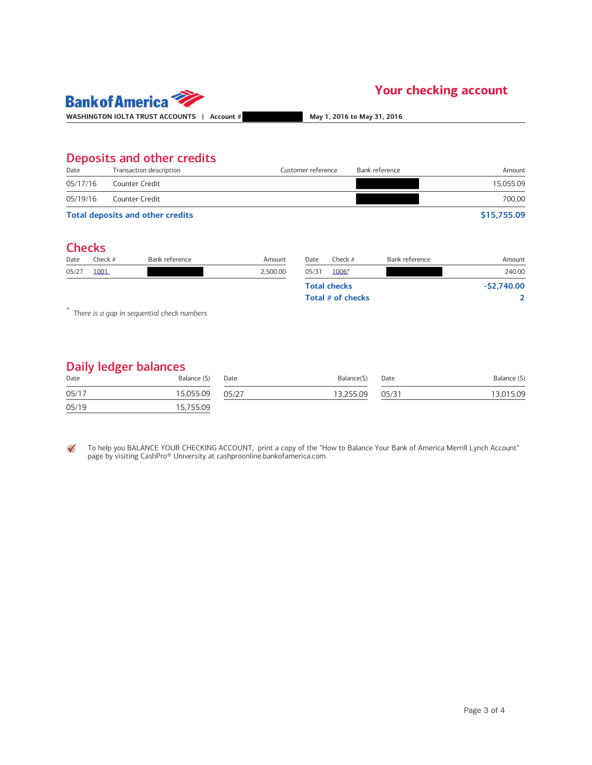Bank of America

## Your checking account

**WASHINGTON IOLTA TRUST ACCOUNTS | Account #** ████ **May 1, 2016 to May 31, 2016**

## Deposits and other credits

| Date | Transaction description | Customer reference | Bank reference | Amount |
|---|---|---|---|---|
| 05/17/16 | Counter Credit | | ████ | 15,055.09 |
| 05/19/16 | Counter Credit | | ████ | 700.00 |
| **Total deposits and other credits** | | | | **$15,755.09** |

## Checks

| Date | Check # | Bank reference | Amount |
|---|---|---|---|
| 05/27 | 1001 | ████ | 2,500.00 |
| 05/31 | 1006* | ████ | 240.00 |
| **Total checks** | | | **-$2,740.00** |
| **Total # of checks** | | | **2** |

\* *There is a gap in sequential check numbers*

## Daily ledger balances

| Date | Balance ($) |
|---|---|
| 05/17 | 15,055.09 |
| 05/19 | 15,755.09 |
| 05/27 | 13,255.09 |
| 05/31 | 13,015.09 |

To help you BALANCE YOUR CHECKING ACCOUNT, print a copy of the "How to Balance Your Bank of America Merrill Lynch Account" page by visiting CashPro® University at cashproonline.bankofamerica.com.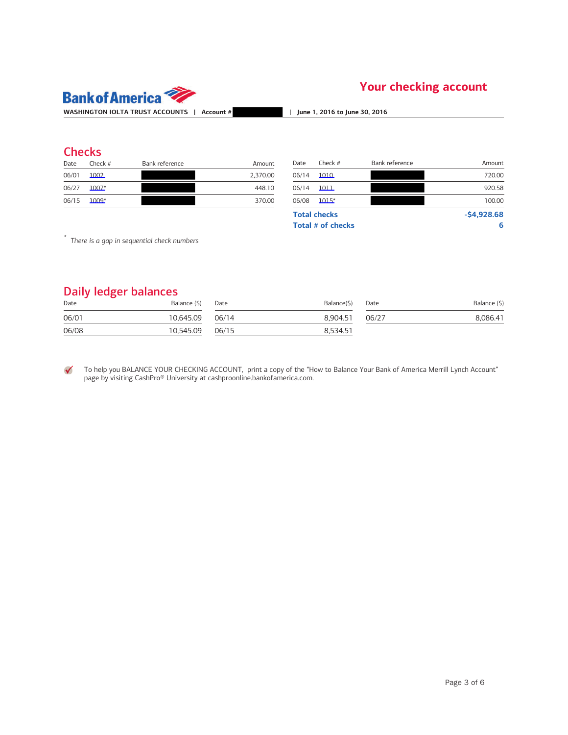Bank of America

# Your checking account

WASHINGTON IOLTA TRUST ACCOUNTS | Account # | June 1, 2016 to June 30, 2016

## Checks

| Date | Check # | Bank reference | Amount |
|---|---|---|---|
| 06/01 | 1002 | | 2,370.00 |
| 06/27 | 1007* | | 448.10 |
| 06/15 | 1009* | | 370.00 |
| 06/14 | 1010 | | 720.00 |
| 06/14 | 1011 | | 920.58 |
| 06/08 | 1015* | | 100.00 |
| **Total checks** | | | **-$4,928.68** |
| **Total # of checks** | | | **6** |

* *There is a gap in sequential check numbers*

## Daily ledger balances

| Date | Balance ($) |
|---|---|
| 06/01 | 10,645.09 |
| 06/08 | 10,545.09 |
| 06/14 | 8,904.51 |
| 06/15 | 8,534.51 |
| 06/27 | 8,086.41 |

To help you BALANCE YOUR CHECKING ACCOUNT, print a copy of the "How to Balance Your Bank of America Merrill Lynch Account" page by visiting CashPro® University at cashproonline.bankofamerica.com.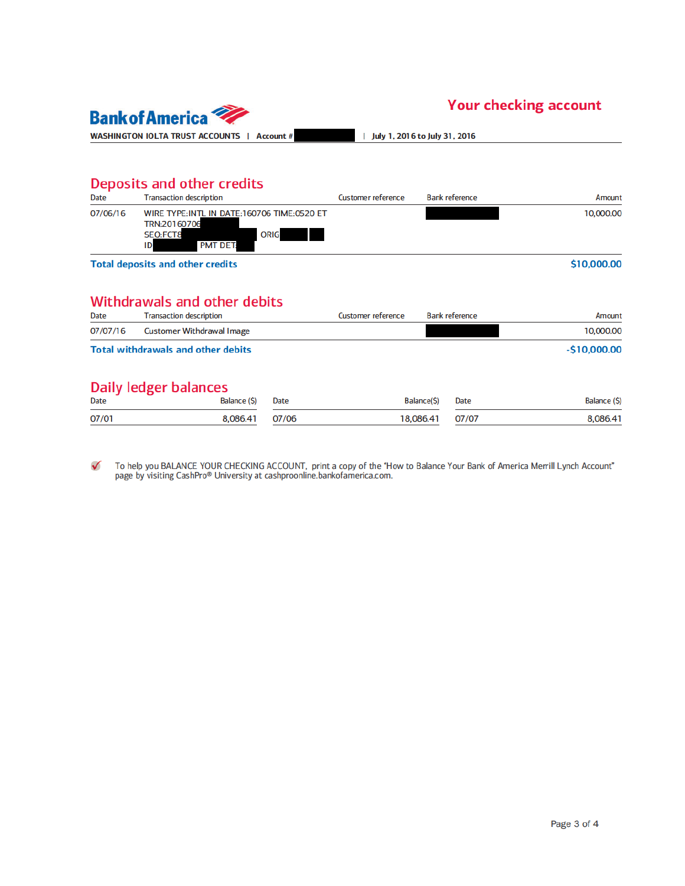**Bank of America**

# Your checking account

WASHINGTON IOLTA TRUST ACCOUNTS | Account # | July 1, 2016 to July 31, 2016

## Deposits and other credits

| Date | Transaction description | Customer reference | Bank reference | Amount |
|---|---|---|---|---|
| 07/06/16 | WIRE TYPE:INTL IN DATE:160706 TIME:0520 ET TRN:20160706 SEQ:FCT8 ORIG ID PMT DET | | | 10,000.00 |
| **Total deposits and other credits** | | | | **$10,000.00** |

## Withdrawals and other debits

| Date | Transaction description | Customer reference | Bank reference | Amount |
|---|---|---|---|---|
| 07/07/16 | Customer Withdrawal Image | | | 10,000.00 |
| **Total withdrawals and other debits** | | | | **-$10,000.00** |

## Daily ledger balances

| Date | Balance ($) | Date | Balance($) | Date | Balance ($) |
|---|---|---|---|---|---|
| 07/01 | 8,086.41 | 07/06 | 18,086.41 | 07/07 | 8,086.41 |

To help you BALANCE YOUR CHECKING ACCOUNT, print a copy of the "How to Balance Your Bank of America Merrill Lynch Account" page by visiting CashPro® University at cashproonline.bankofamerica.com.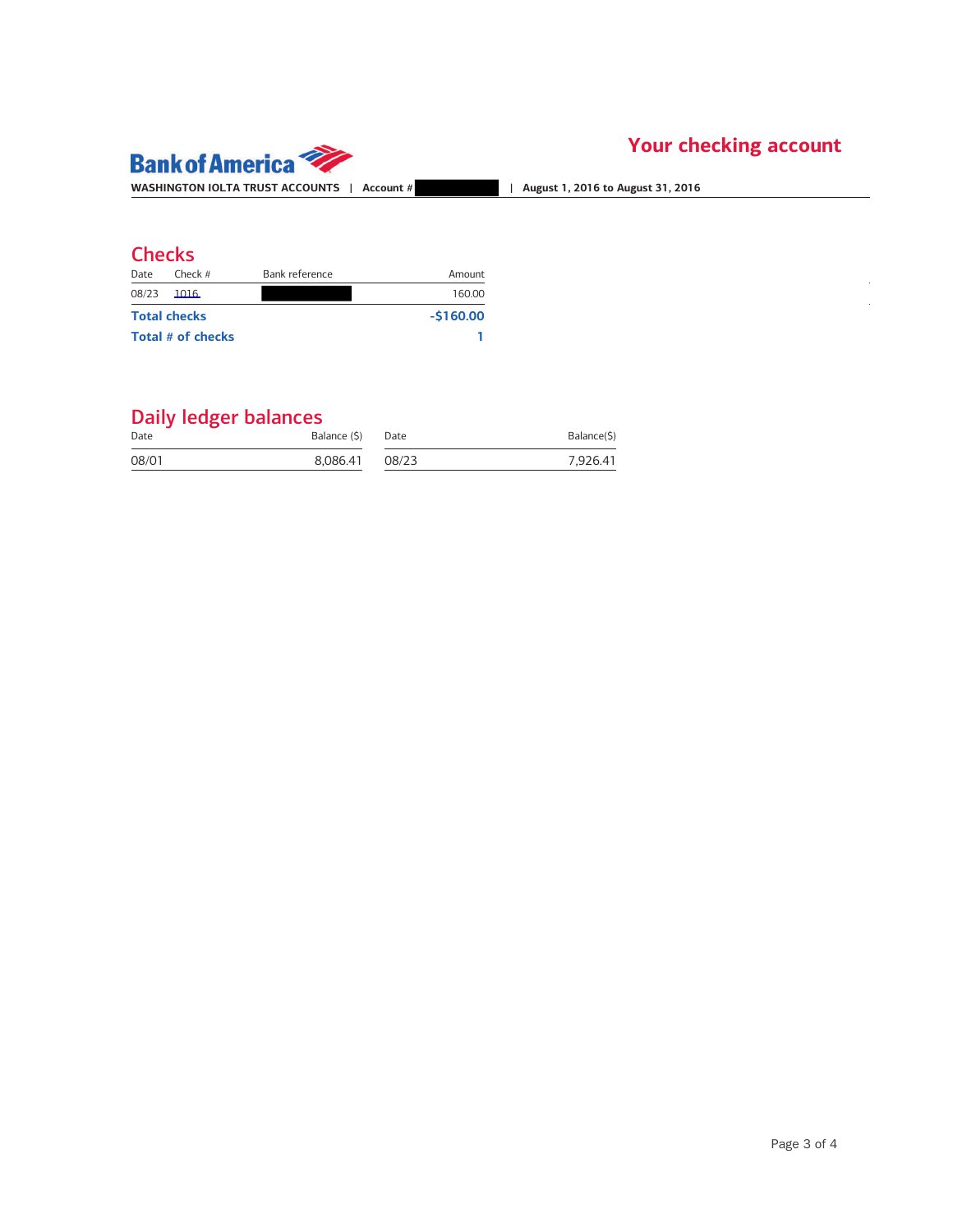Bank of America

## Your checking account

WASHINGTON IOLTA TRUST ACCOUNTS | Account # | August 1, 2016 to August 31, 2016

## Checks

| Date | Check # | Bank reference | Amount |
|---|---|---|---|
| 08/23 | 1016 | | 160.00 |
| **Total checks** | | | **-$160.00** |
| **Total # of checks** | | | **1** |

## Daily ledger balances

| Date | Balance ($) | Date | Balance($) |
|---|---|---|---|
| 08/01 | 8,086.41 | 08/23 | 7,926.41 |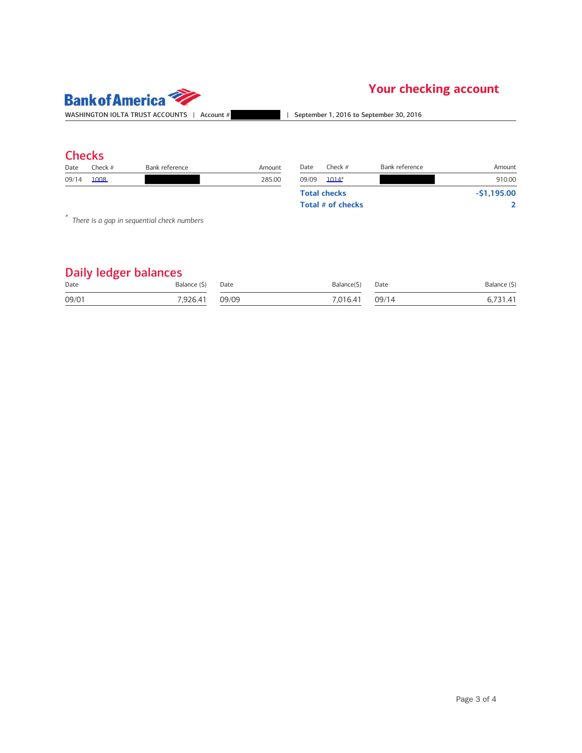# Bank of America

## Your checking account

WASHINGTON IOLTA TRUST ACCOUNTS | Account # | September 1, 2016 to September 30, 2016

## Checks

| Date | Check # | Bank reference | Amount |
|---|---|---|---|
| 09/14 | 1008 | | 285.00 |
| 09/09 | 1014* | | 910.00 |
| **Total checks** | | | **-$1,195.00** |
| **Total # of checks** | | | **2** |

\* *There is a gap in sequential check numbers*

## Daily ledger balances

| Date | Balance ($) |
|---|---|
| 09/01 | 7,926.41 |
| 09/09 | 7,016.41 |
| 09/14 | 6,731.41 |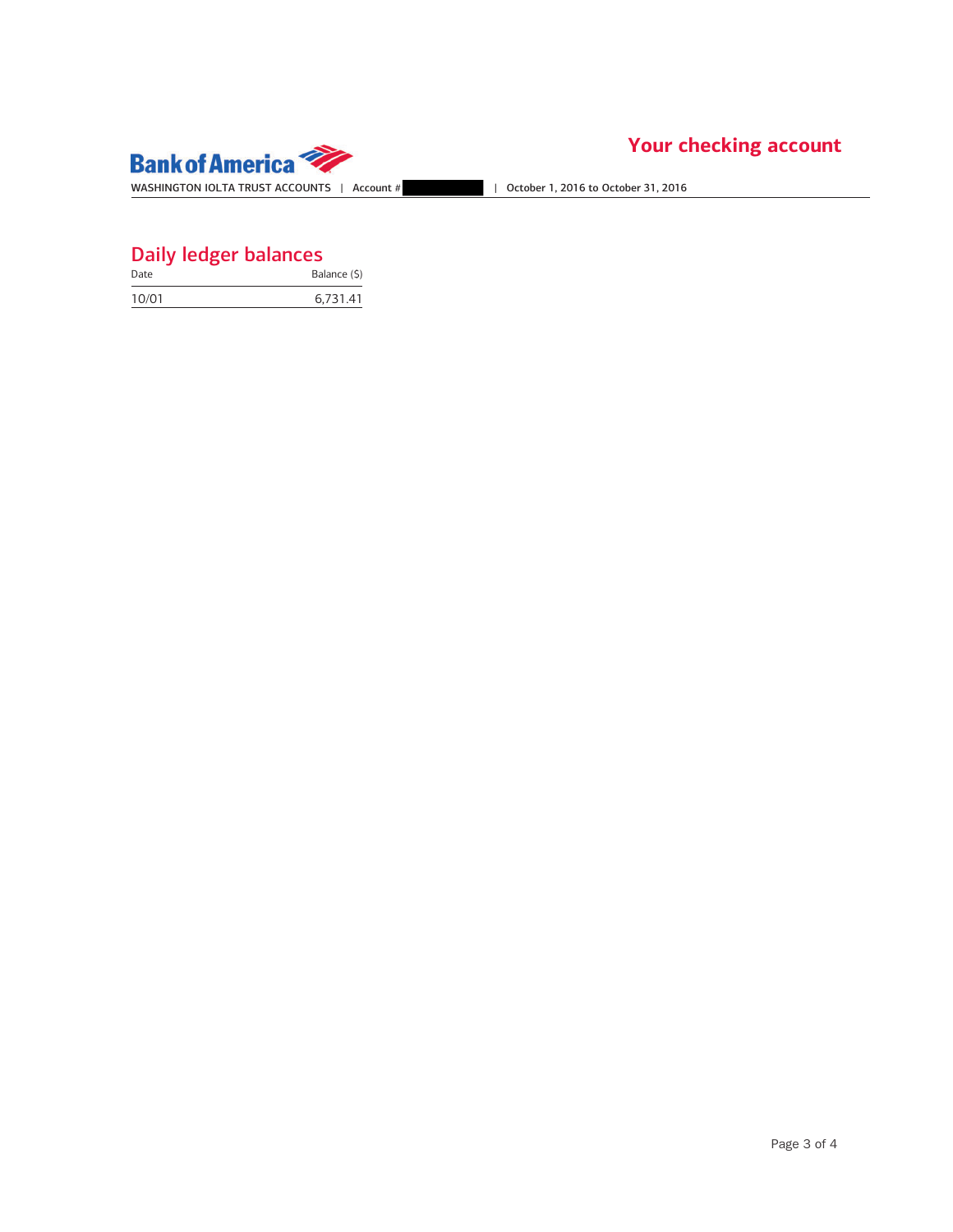# Your checking account

WASHINGTON IOLTA TRUST ACCOUNTS | Account # | October 1, 2016 to October 31, 2016

## Daily ledger balances

| Date | Balance ($) |
|---|---|
| 10/01 | 6,731.41 |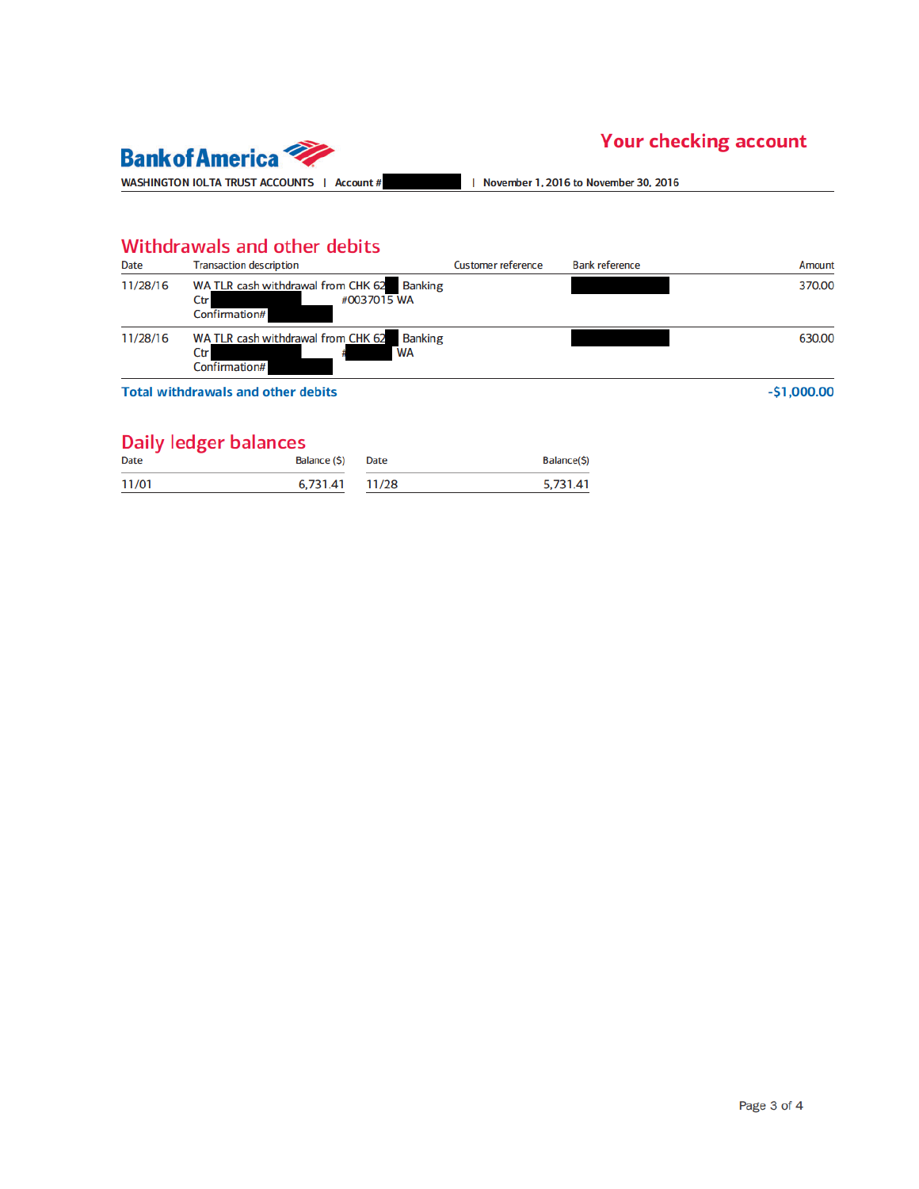Bank of America

## Your checking account

WASHINGTON IOLTA TRUST ACCOUNTS | Account # | November 1, 2016 to November 30, 2016

## Withdrawals and other debits

| Date | Transaction description | Customer reference | Bank reference | Amount |
|---|---|---|---|---|
| 11/28/16 | WA TLR cash withdrawal from CHK 62 Banking Ctr #0037015 WA Confirmation# | | | 370.00 |
| 11/28/16 | WA TLR cash withdrawal from CHK 62 Banking Ctr # WA Confirmation# | | | 630.00 |
| **Total withdrawals and other debits** | | | | **-$1,000.00** |

## Daily ledger balances

| Date | Balance ($) | Date | Balance($) |
|---|---|---|---|
| 11/01 | 6,731.41 | 11/28 | 5,731.41 |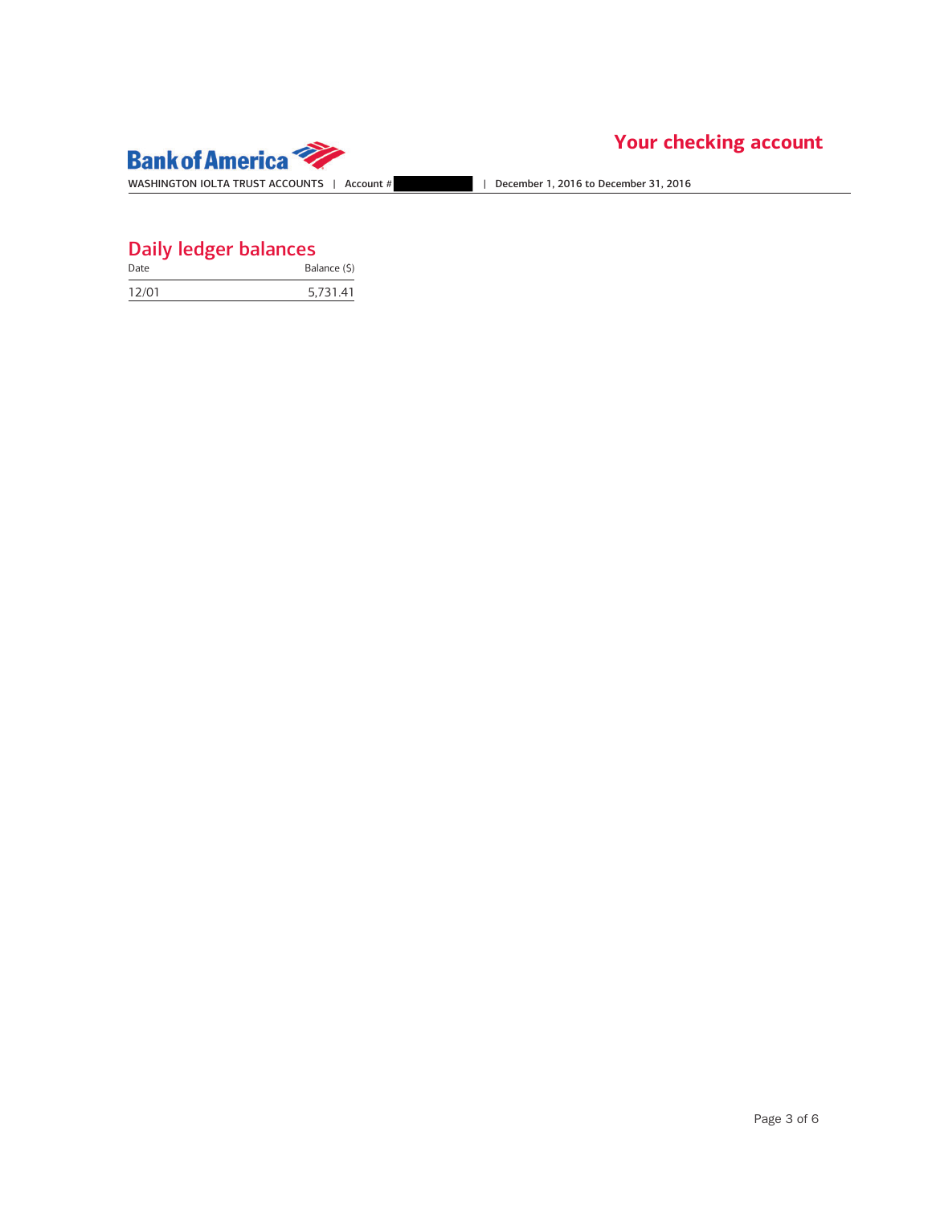## Daily ledger balances

| Date | Balance ($) |
|---|---|
| 12/01 | 5,731.41 |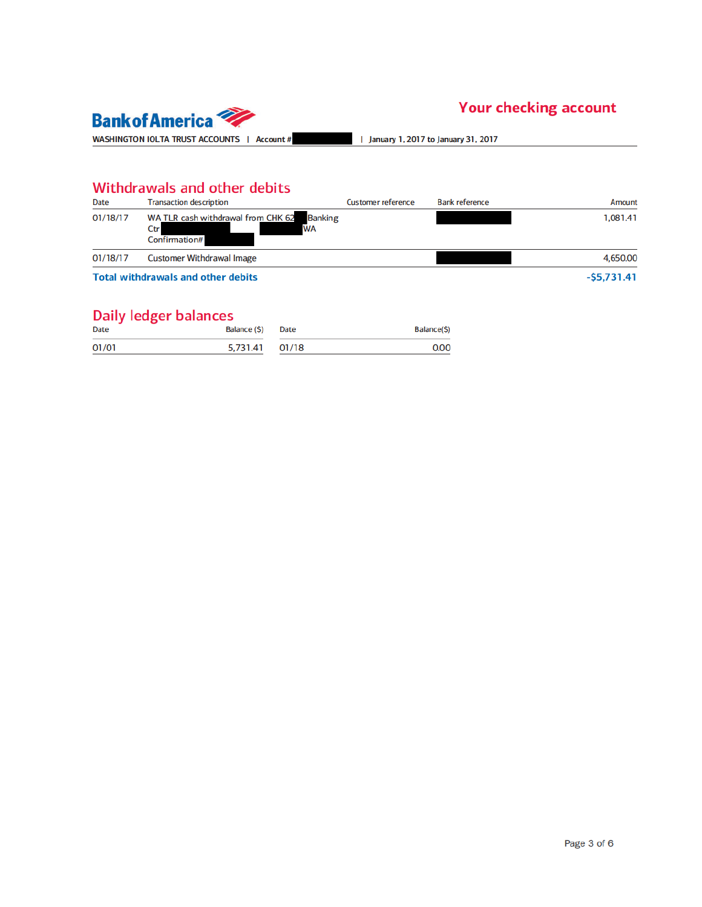**Bank of America**

# Your checking account

WASHINGTON IOLTA TRUST ACCOUNTS | Account # | January 1, 2017 to January 31, 2017

## Withdrawals and other debits

| Date | Transaction description | Customer reference | Bank reference | Amount |
|---|---|---|---|---|
| 01/18/17 | WA TLR cash withdrawal from CHK 62 Banking Ctr WA Confirmation# | | | 1,081.41 |
| 01/18/17 | Customer Withdrawal Image | | | 4,650.00 |
| **Total withdrawals and other debits** | | | | **-$5,731.41** |

## Daily ledger balances

| Date | Balance ($) | Date | Balance($) |
|---|---|---|---|
| 01/01 | 5,731.41 | 01/18 | 0.00 |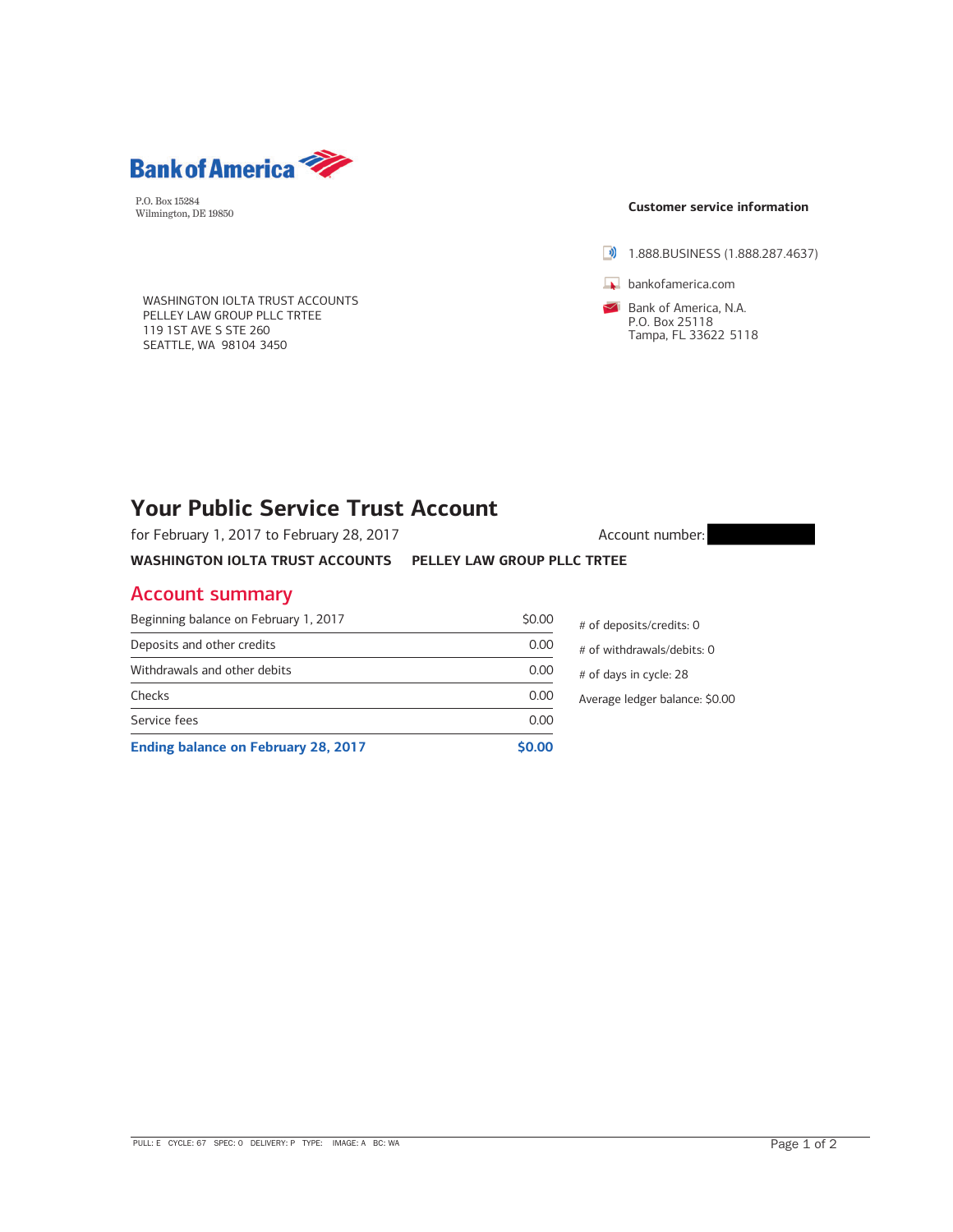Bank of America

P.O. Box 15284
Wilmington, DE 19850

WASHINGTON IOLTA TRUST ACCOUNTS
PELLEY LAW GROUP PLLC TRTEE
119 1ST AVE S STE 260
SEATTLE, WA 98104 3450

**Customer service information**

1.888.BUSINESS (1.888.287.4637)

bankofamerica.com

Bank of America, N.A.
P.O. Box 25118
Tampa, FL 33622 5118

# Your Public Service Trust Account

for February 1, 2017 to February 28, 2017

Account number:

**WASHINGTON IOLTA TRUST ACCOUNTS PELLEY LAW GROUP PLLC TRTEE**

## Account summary

| | |
|---|---|
| Beginning balance on February 1, 2017 | $0.00 |
| Deposits and other credits | 0.00 |
| Withdrawals and other debits | 0.00 |
| Checks | 0.00 |
| Service fees | 0.00 |
| **Ending balance on February 28, 2017** | **$0.00** |

\# of deposits/credits: 0

\# of withdrawals/debits: 0

\# of days in cycle: 28

Average ledger balance: $0.00

PULL: E CYCLE: 67 SPEC: 0 DELIVERY: P TYPE: IMAGE: A BC: WA